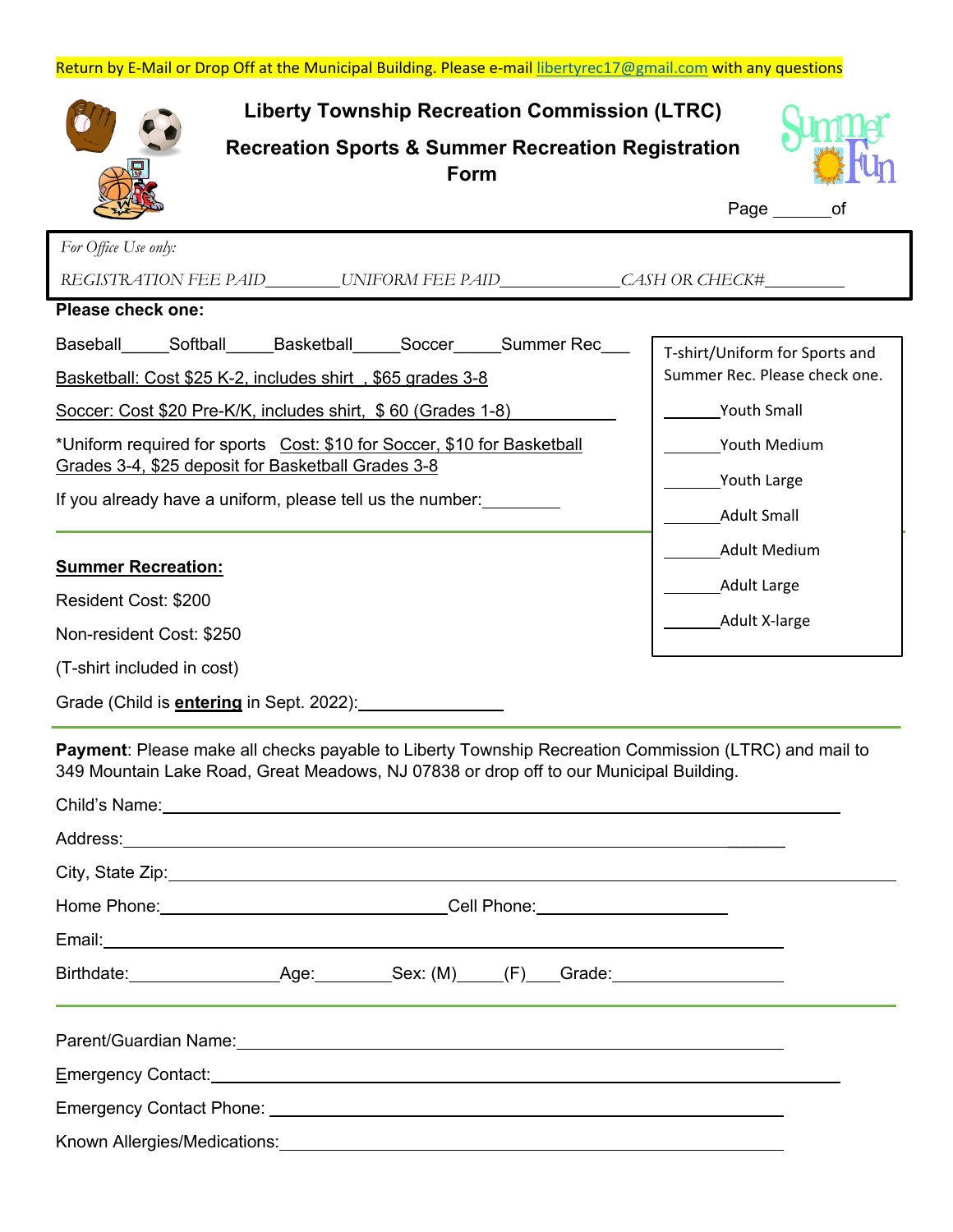Return by E-Mail or Drop Off at the Municipal Building. Please e-mail libertyrec17@gmail.com with any questions

# Liberty Township Recreation Commission (LTRC)

## Recreation Sports & Summer Recreation Registration Form

Page ______of

*For Office Use only:*

*REGISTRATION FEE PAID________UNIFORM FEE PAID_____________CASH OR CHECK#_________*

**Please check one:**

Baseball_____Softball_____Basketball_____Soccer_____Summer Rec___

Basketball: Cost $25 K-2, includes shirt , $65 grades 3-8

Soccer: Cost $20 Pre-K/K, includes shirt, $ 60 (Grades 1-8)

*Uniform required for sports Cost: $10 for Soccer, $10 for Basketball Grades 3-4, $25 deposit for Basketball Grades 3-8

If you already have a uniform, please tell us the number:________

T-shirt/Uniform for Sports and Summer Rec. Please check one.

______Youth Small

______Youth Medium

______Youth Large

______Adult Small

______Adult Medium

______Adult Large

______Adult X-large

**Summer Recreation:**

Resident Cost: $200

Non-resident Cost: $250

(T-shirt included in cost)

Grade (Child is **entering** in Sept. 2022):______________

**Payment**: Please make all checks payable to Liberty Township Recreation Commission (LTRC) and mail to 349 Mountain Lake Road, Great Meadows, NJ 07838 or drop off to our Municipal Building.

Child's Name:______________________________________________

Address:______________________________________________

City, State Zip:______________________________________________

Home Phone:______________________Cell Phone:________________

Email:______________________________________________

Birthdate:____________Age:_______Sex: (M)_____(F)___Grade:______________

Parent/Guardian Name:______________________________________________

Emergency Contact:______________________________________________

Emergency Contact Phone: ______________________________________________

Known Allergies/Medications:______________________________________________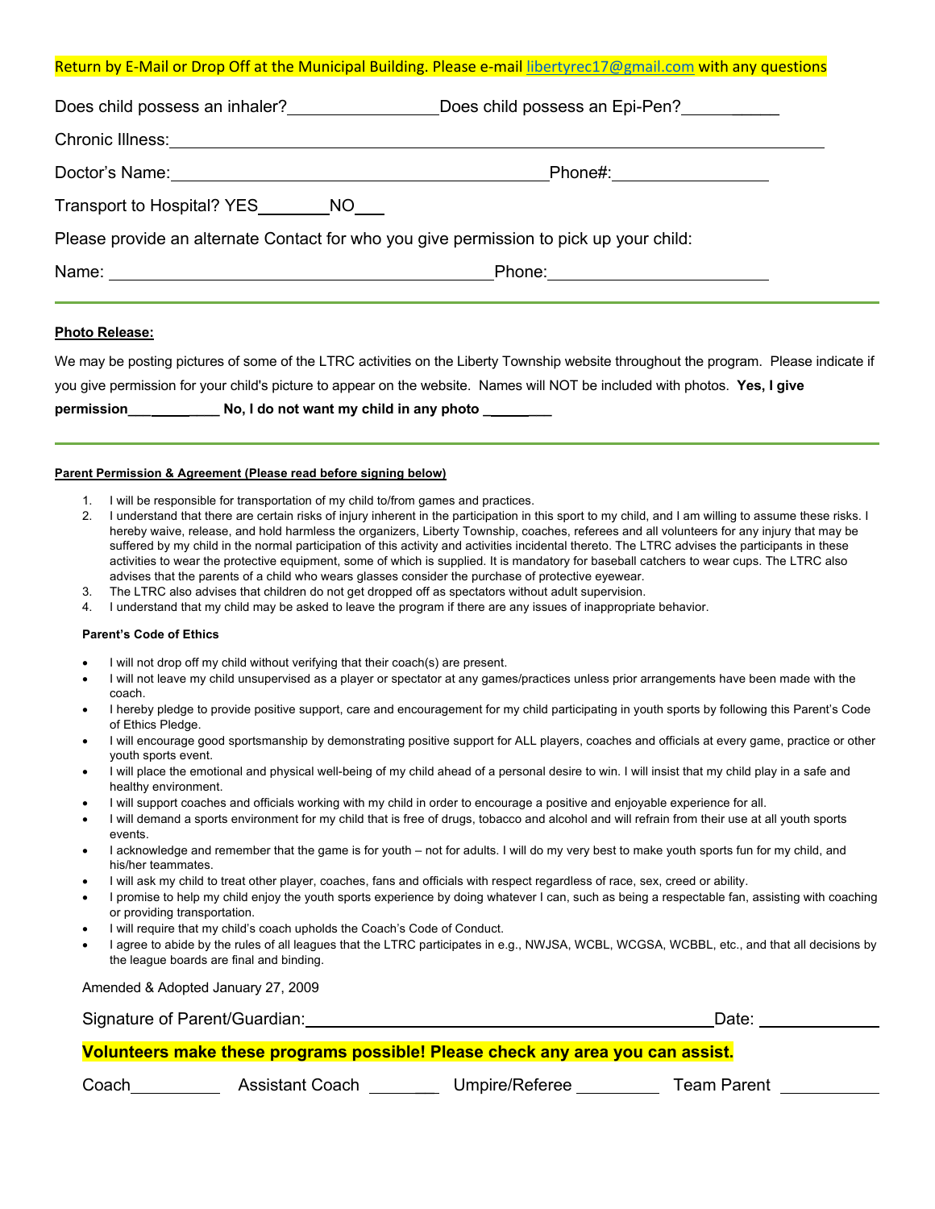Return by E-Mail or Drop Off at the Municipal Building. Please e-mail libertyrec17@gmail.com with any questions

Does child possess an inhaler?________________ Does child possess an Epi-Pen?___________

Chronic Illness:________________________________________________________________________

Doctor's Name:__________________________________________ Phone#:_________________

Transport to Hospital? YES________ NO___

Please provide an alternate Contact for who you give permission to pick up your child:

Name: __________________________________________ Phone:______________________

---

**Photo Release:**

We may be posting pictures of some of the LTRC activities on the Liberty Township website throughout the program. Please indicate if you give permission for your child's picture to appear on the website. Names will NOT be included with photos. **Yes, I give permission____________ No, I do not want my child in any photo __________**

---

**Parent Permission & Agreement (Please read before signing below)**

1. I will be responsible for transportation of my child to/from games and practices.
2. I understand that there are certain risks of injury inherent in the participation in this sport to my child, and I am willing to assume these risks. I hereby waive, release, and hold harmless the organizers, Liberty Township, coaches, referees and all volunteers for any injury that may be suffered by my child in the normal participation of this activity and activities incidental thereto. The LTRC advises the participants in these activities to wear the protective equipment, some of which is supplied. It is mandatory for baseball catchers to wear cups. The LTRC also advises that the parents of a child who wears glasses consider the purchase of protective eyewear.
3. The LTRC also advises that children do not get dropped off as spectators without adult supervision.
4. I understand that my child may be asked to leave the program if there are any issues of inappropriate behavior.

**Parent's Code of Ethics**

- I will not drop off my child without verifying that their coach(s) are present.
- I will not leave my child unsupervised as a player or spectator at any games/practices unless prior arrangements have been made with the coach.
- I hereby pledge to provide positive support, care and encouragement for my child participating in youth sports by following this Parent's Code of Ethics Pledge.
- I will encourage good sportsmanship by demonstrating positive support for ALL players, coaches and officials at every game, practice or other youth sports event.
- I will place the emotional and physical well-being of my child ahead of a personal desire to win. I will insist that my child play in a safe and healthy environment.
- I will support coaches and officials working with my child in order to encourage a positive and enjoyable experience for all.
- I will demand a sports environment for my child that is free of drugs, tobacco and alcohol and will refrain from their use at all youth sports events.
- I acknowledge and remember that the game is for youth – not for adults. I will do my very best to make youth sports fun for my child, and his/her teammates.
- I will ask my child to treat other player, coaches, fans and officials with respect regardless of race, sex, creed or ability.
- I promise to help my child enjoy the youth sports experience by doing whatever I can, such as being a respectable fan, assisting with coaching or providing transportation.
- I will require that my child's coach upholds the Coach's Code of Conduct.
- I agree to abide by the rules of all leagues that the LTRC participates in e.g., NWJSA, WCBL, WCGSA, WCBBL, etc., and that all decisions by the league boards are final and binding.

Amended & Adopted January 27, 2009

Signature of Parent/Guardian:____________________________________________ Date: _____________

**Volunteers make these programs possible! Please check any area you can assist.**

Coach__________ Assistant Coach __________ Umpire/Referee _________ Team Parent ___________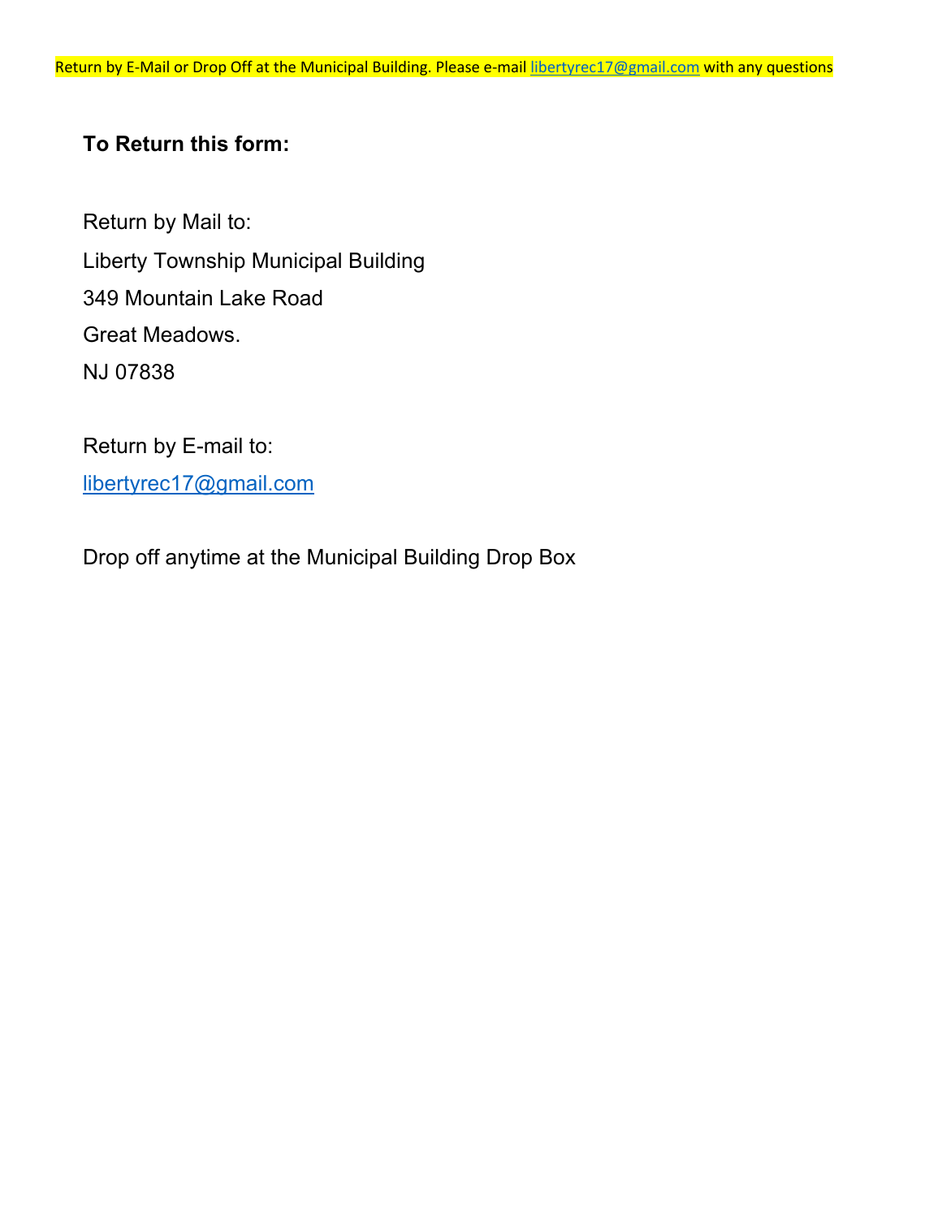Return by E-Mail or Drop Off at the Municipal Building. Please e-mail libertyrec17@gmail.com with any questions

**To Return this form:**

Return by Mail to:

Liberty Township Municipal Building

349 Mountain Lake Road

Great Meadows.

NJ 07838

Return by E-mail to:

libertyrec17@gmail.com

Drop off anytime at the Municipal Building Drop Box